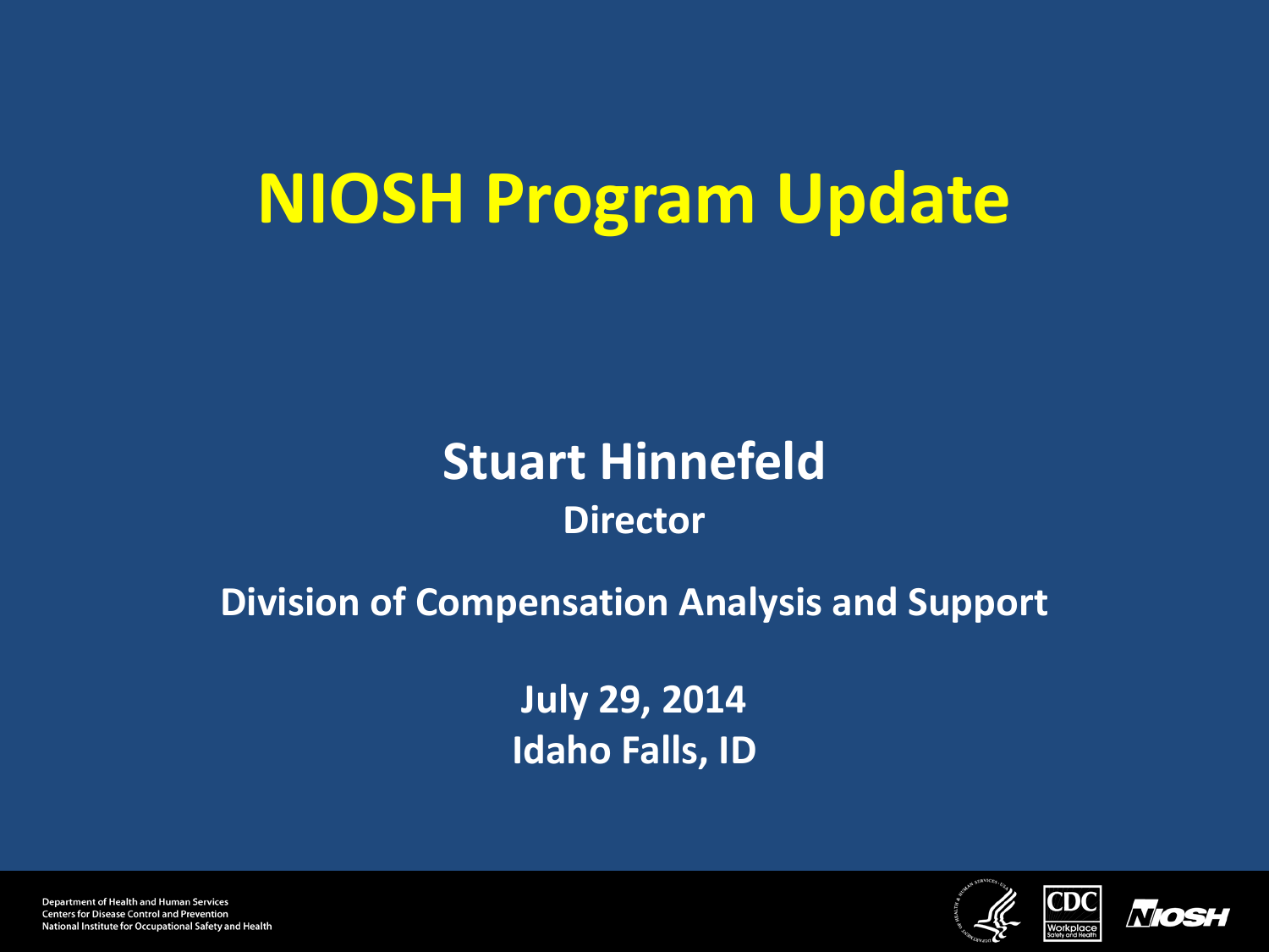# NIOSH Program Update

**Stuart Hinnefeld**

**Director**

**Division of Compensation Analysis and Support**

**July 29, 2014**
**Idaho Falls, ID**

Department of Health and Human Services
Centers for Disease Control and Prevention
National Institute for Occupational Safety and Health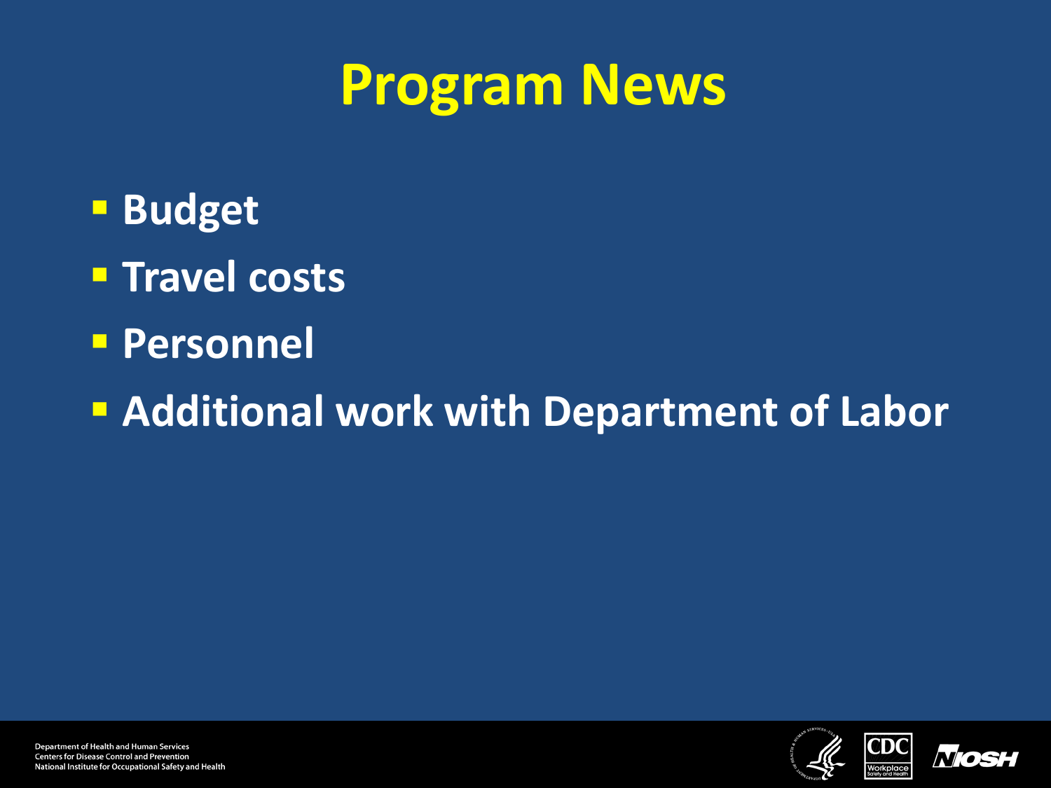# Program News

- Budget
- Travel costs
- Personnel
- Additional work with Department of Labor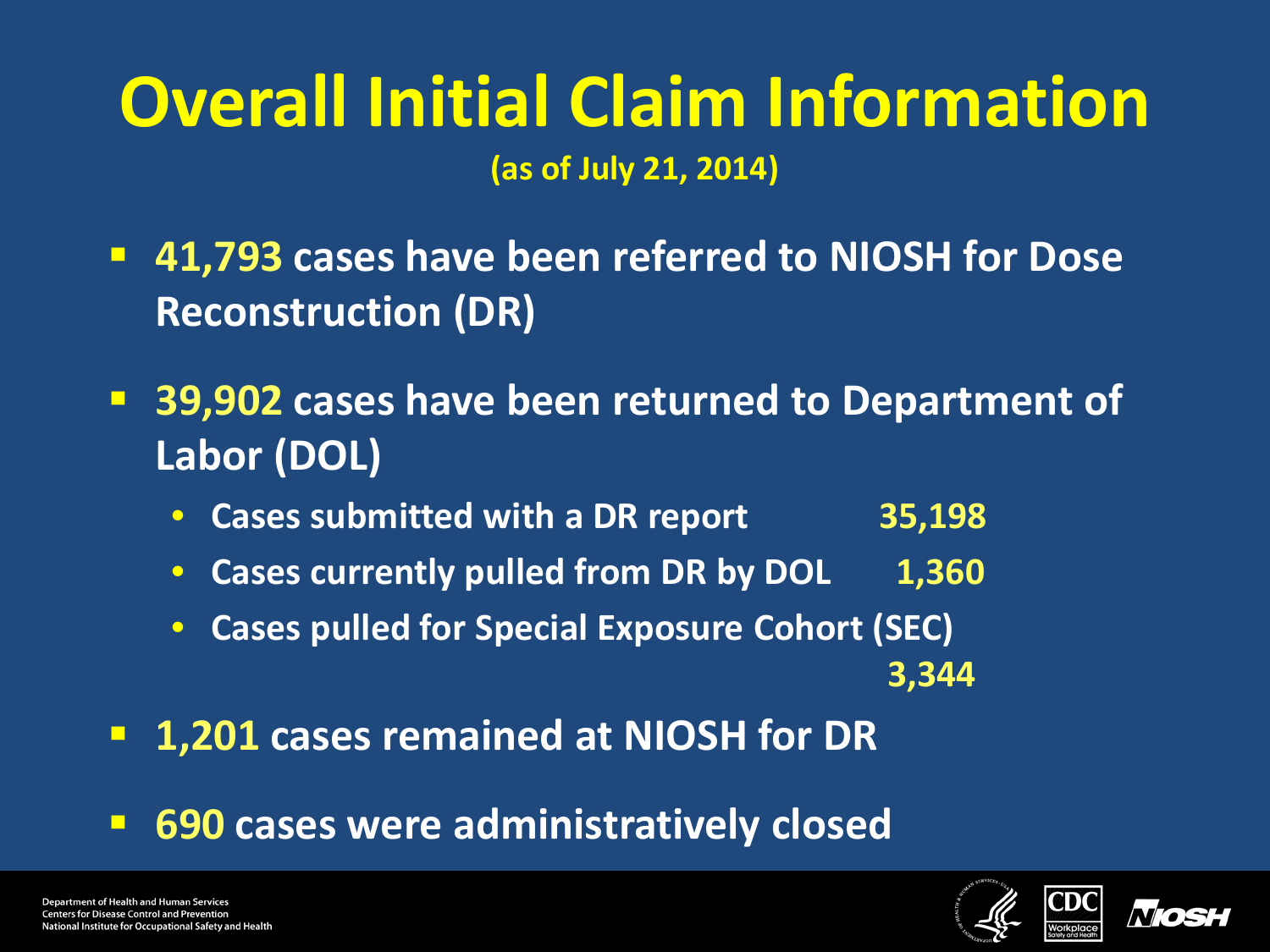# Overall Initial Claim Information

**(as of July 21, 2014)**

- **41,793** cases have been referred to NIOSH for Dose Reconstruction (DR)
- **39,902** cases have been returned to Department of Labor (DOL)
  - Cases submitted with a DR report **35,198**
  - Cases currently pulled from DR by DOL **1,360**
  - Cases pulled for Special Exposure Cohort (SEC) **3,344**
- **1,201** cases remained at NIOSH for DR
- **690** cases were administratively closed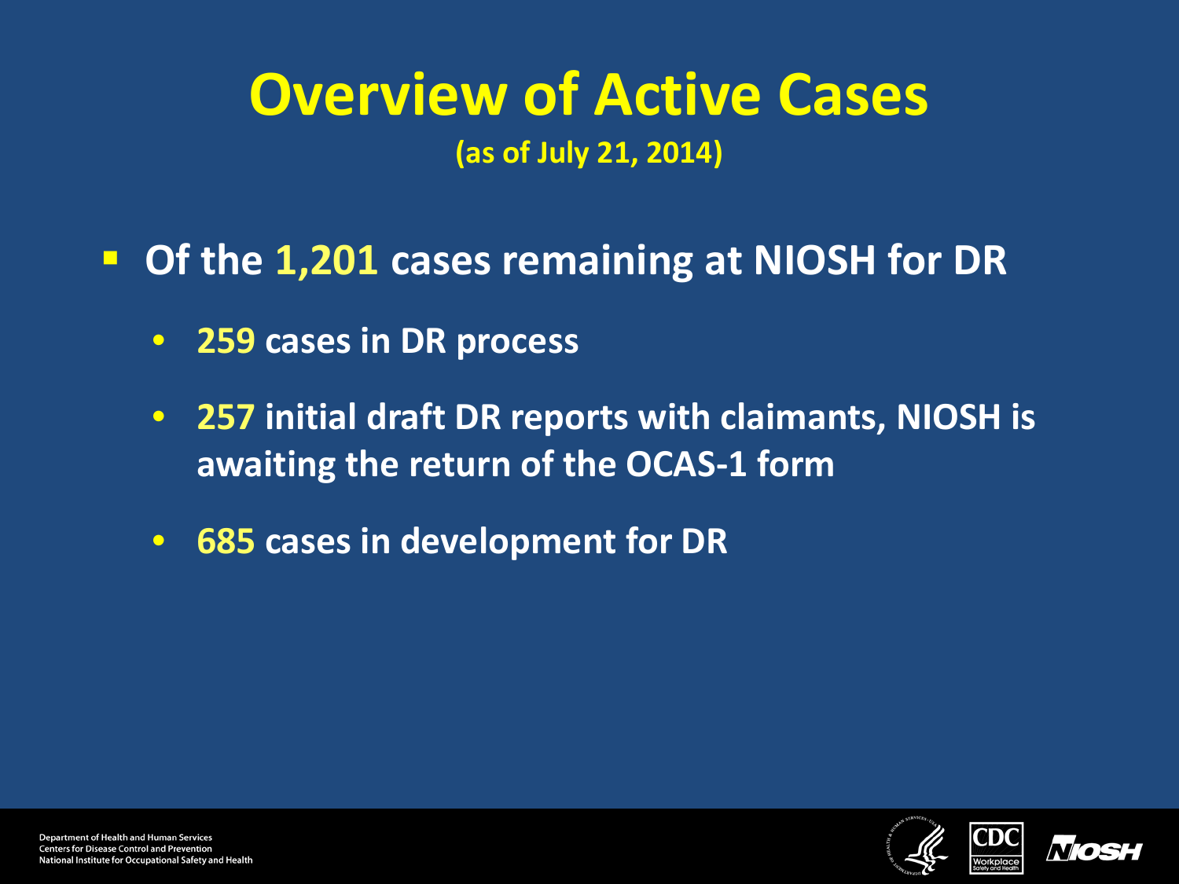# Overview of Active Cases

(as of July 21, 2014)

- Of the 1,201 cases remaining at NIOSH for DR
  - 259 cases in DR process
  - 257 initial draft DR reports with claimants, NIOSH is awaiting the return of the OCAS-1 form
  - 685 cases in development for DR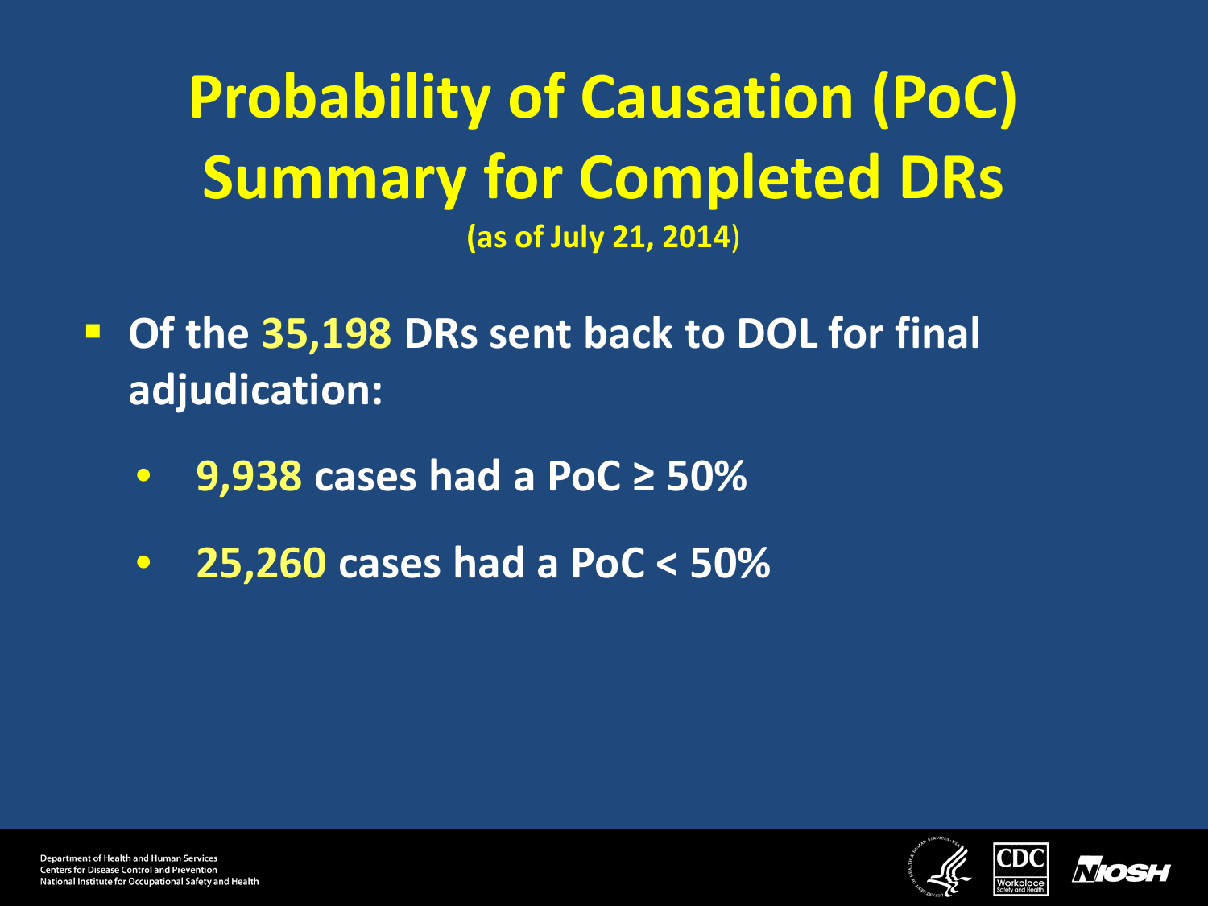# Probability of Causation (PoC) Summary for Completed DRs

**(as of July 21, 2014)**

- **Of the 35,198 DRs sent back to DOL for final adjudication:**
  - **9,938 cases had a PoC ≥ 50%**
  - **25,260 cases had a PoC < 50%**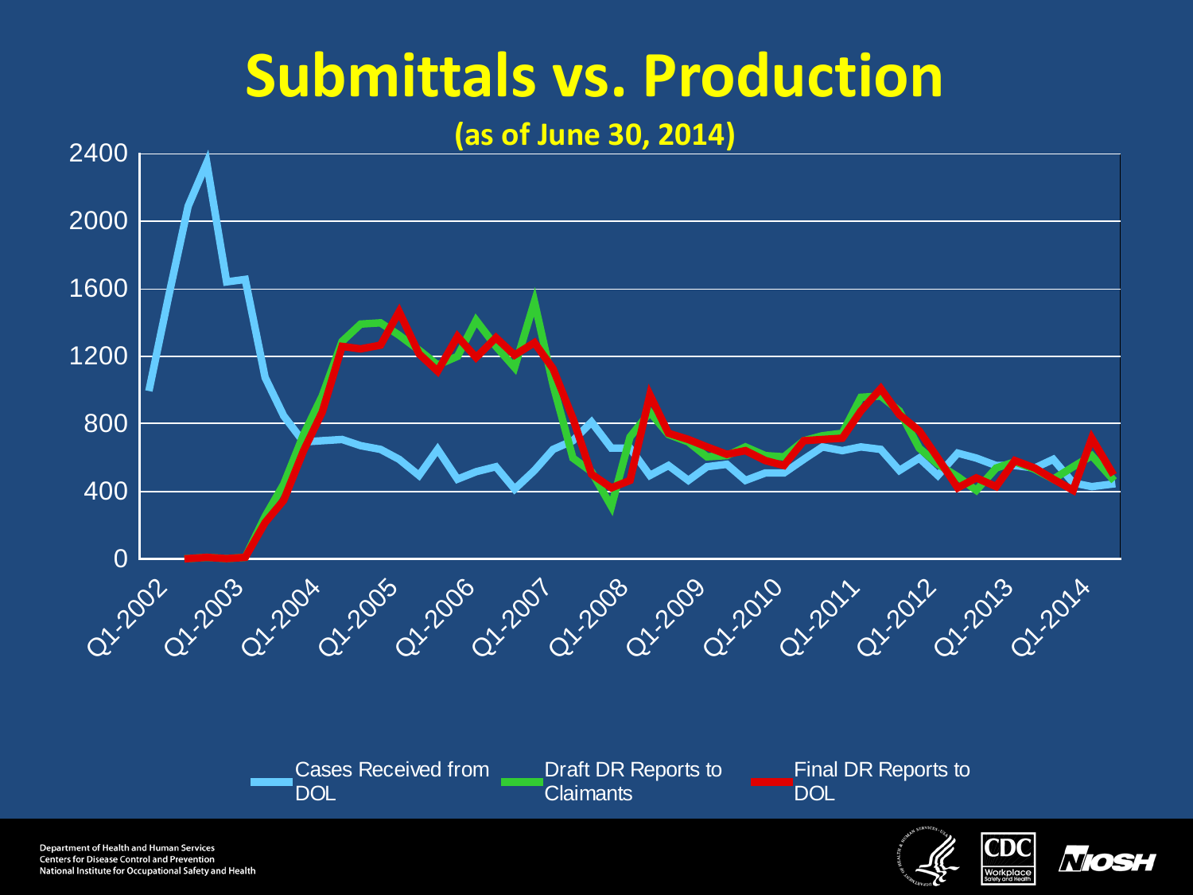# Submittals vs. Production

**(as of June 30, 2014)**

2400
2000
1600
1200
800
400
0

Q1-2002 Q1-2003 Q1-2004 Q1-2005 Q1-2006 Q1-2007 Q1-2008 Q1-2009 Q1-2010 Q1-2011 Q1-2012 Q1-2013 Q1-2014

Cases Received from DOL | Draft DR Reports to Claimants | Final DR Reports to DOL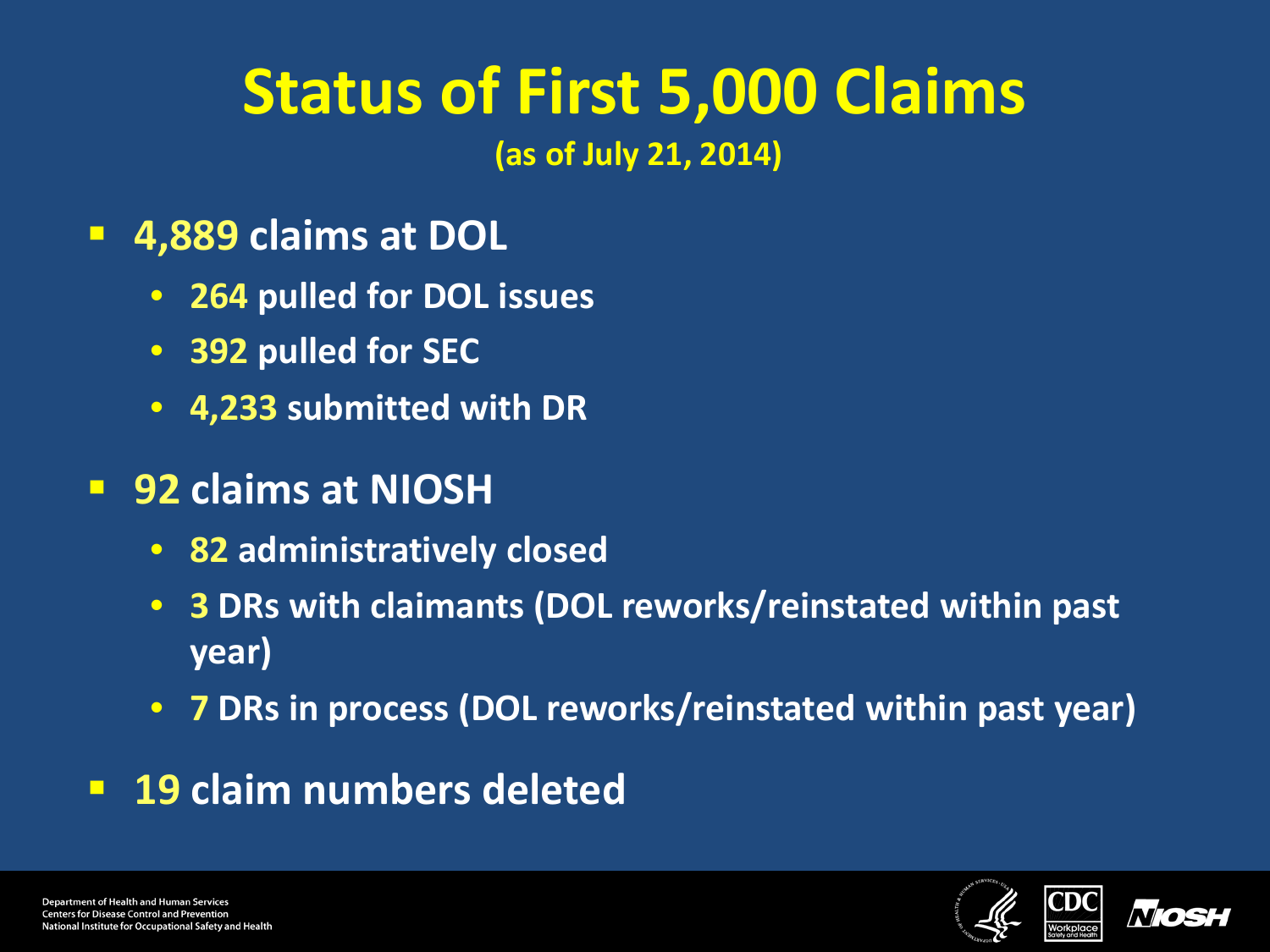# Status of First 5,000 Claims

**(as of July 21, 2014)**

- **4,889** claims at DOL
  - **264** pulled for DOL issues
  - **392** pulled for SEC
  - **4,233** submitted with DR
- **92** claims at NIOSH
  - **82** administratively closed
  - **3** DRs with claimants (DOL reworks/reinstated within past year)
  - **7** DRs in process (DOL reworks/reinstated within past year)
- **19** claim numbers deleted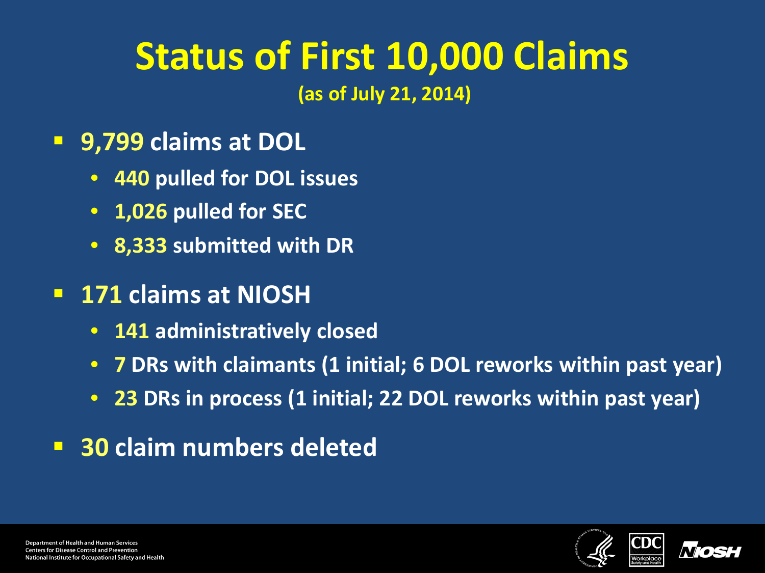# Status of First 10,000 Claims

**(as of July 21, 2014)**

- **9,799** claims at DOL
  - **440** pulled for DOL issues
  - **1,026** pulled for SEC
  - **8,333** submitted with DR
- **171** claims at NIOSH
  - **141** administratively closed
  - **7** DRs with claimants (1 initial; 6 DOL reworks within past year)
  - **23** DRs in process (1 initial; 22 DOL reworks within past year)
- **30** claim numbers deleted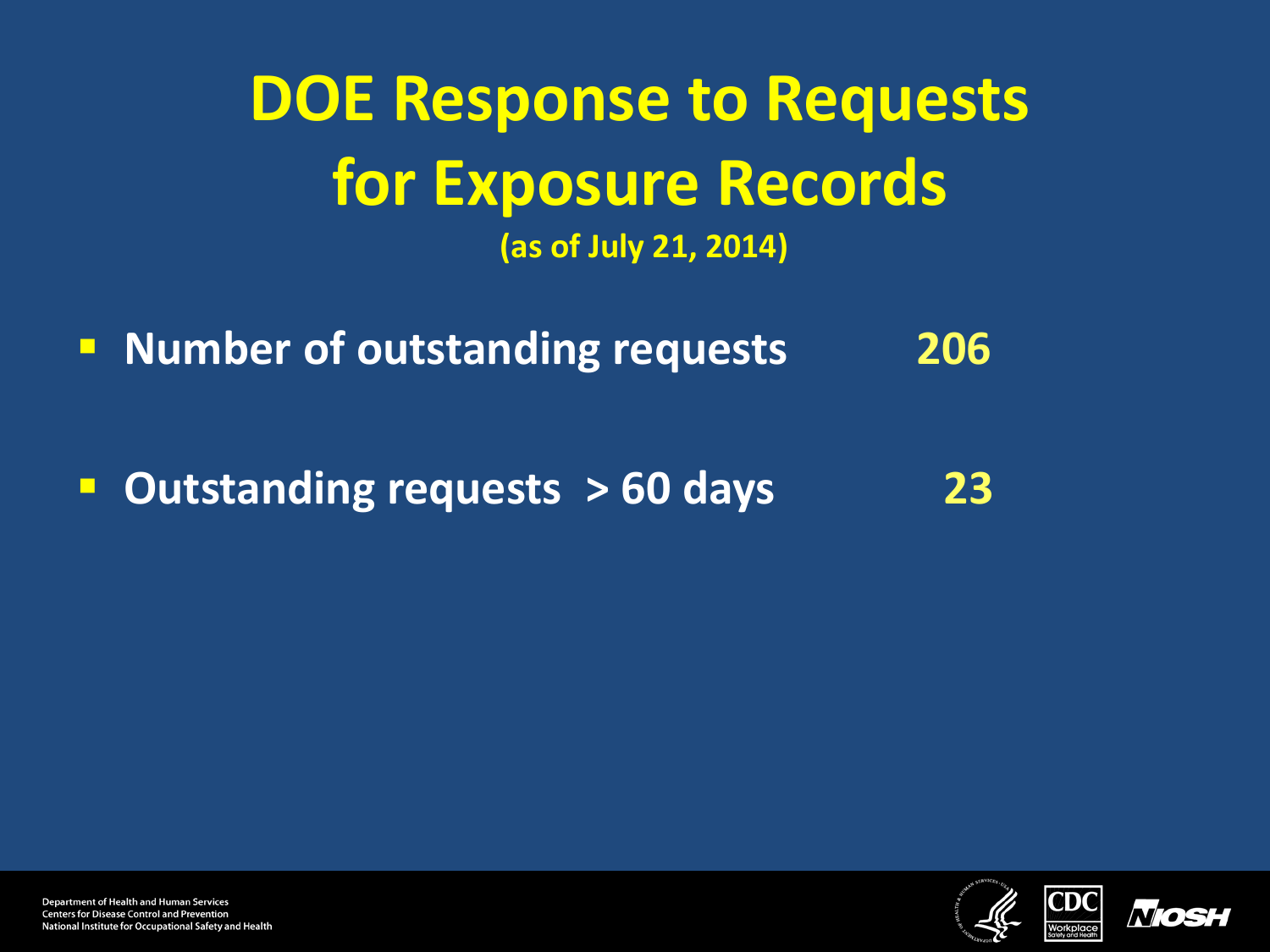# DOE Response to Requests for Exposure Records

**(as of July 21, 2014)**

- **Number of outstanding requests** **206**
- **Outstanding requests > 60 days** **23**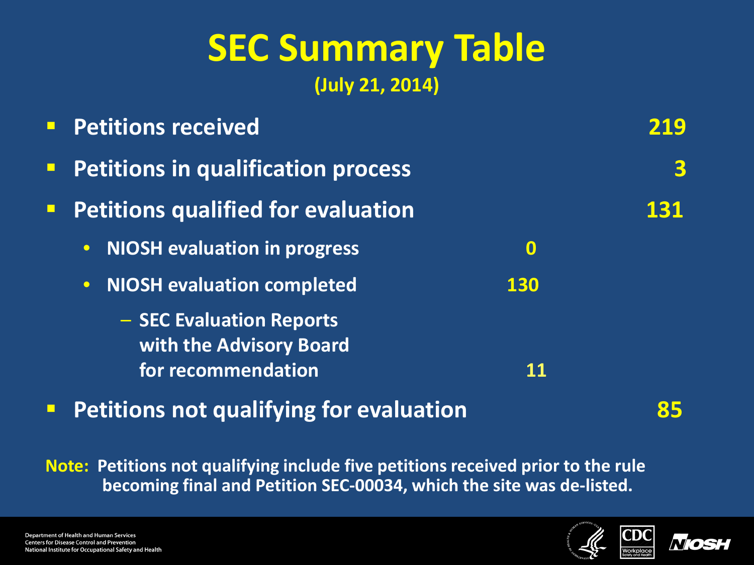# SEC Summary Table

**(July 21, 2014)**

- **Petitions received** — **219**
- **Petitions in qualification process** — **3**
- **Petitions qualified for evaluation** — **131**
  - **NIOSH evaluation in progress** — **0**
  - **NIOSH evaluation completed** — **130**
    - **SEC Evaluation Reports with the Advisory Board for recommendation** — **11**
- **Petitions not qualifying for evaluation** — **85**

**Note:** **Petitions not qualifying include five petitions received prior to the rule becoming final and Petition SEC-00034, which the site was de-listed.**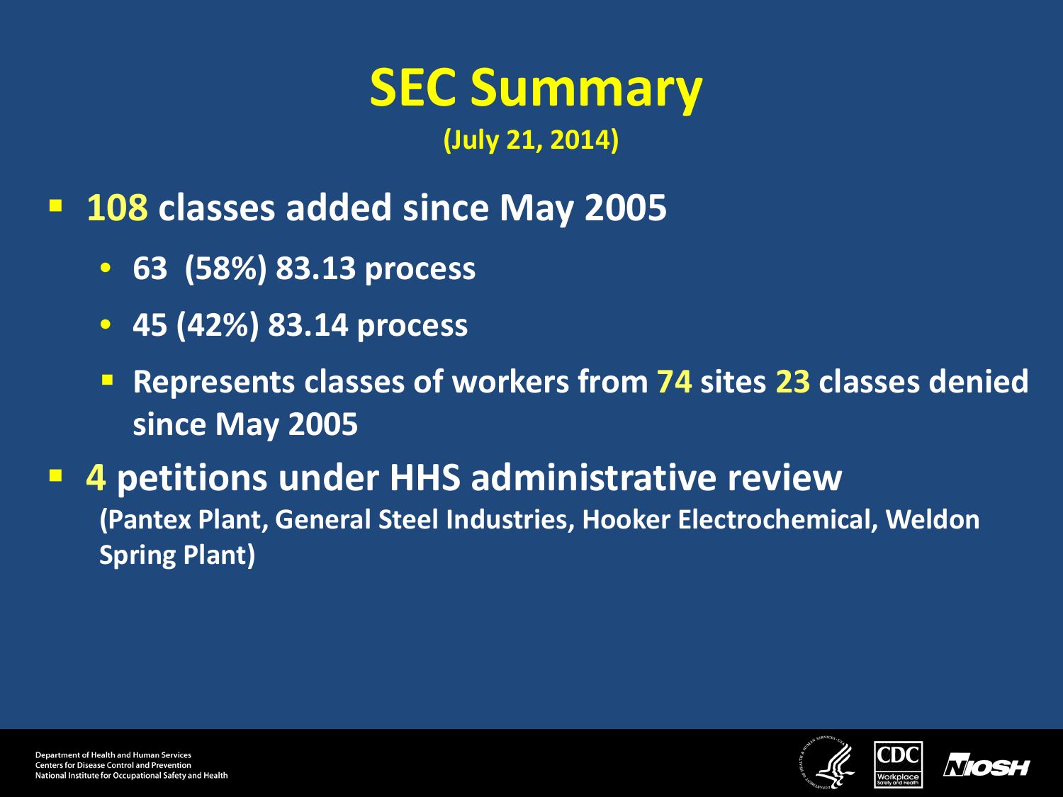# SEC Summary

(July 21, 2014)

- **108 classes added since May 2005**
  - 63 (58%) 83.13 process
  - 45 (42%) 83.14 process
  - Represents classes of workers from 74 sites 23 classes denied since May 2005
- **4 petitions under HHS administrative review**
  (Pantex Plant, General Steel Industries, Hooker Electrochemical, Weldon Spring Plant)